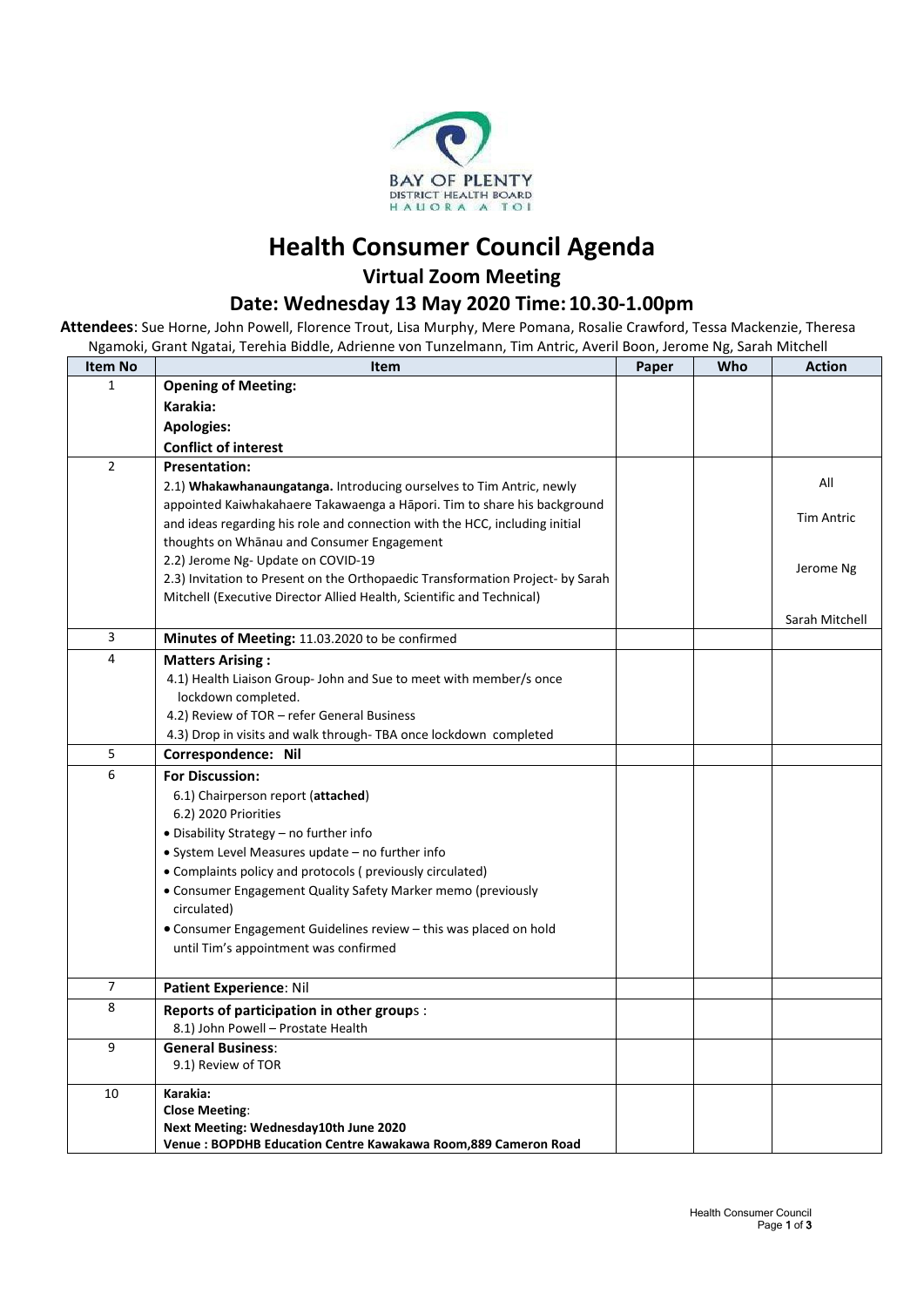BAY OF PLENTY
DISTRICT HEALTH BOARD
HAUORA A TOI

# Health Consumer Council Agenda

## Virtual Zoom Meeting

## Date: Wednesday 13 May 2020 Time: 10.30-1.00pm

**Attendees**: Sue Horne, John Powell, Florence Trout, Lisa Murphy, Mere Pomana, Rosalie Crawford, Tessa Mackenzie, Theresa Ngamoki, Grant Ngatai, Terehia Biddle, Adrienne von Tunzelmann, Tim Antric, Averil Boon, Jerome Ng, Sarah Mitchell

| Item No | Item | Paper | Who | Action |
|---|---|---|---|---|
| 1 | **Opening of Meeting:**<br>**Karakia:**<br>**Apologies:**<br>**Conflict of interest** | | | |
| 2 | **Presentation:**<br>2.1) **Whakawhanaungatanga.** Introducing ourselves to Tim Antric, newly appointed Kaiwhakahaere Takawaenga a Hāpori. Tim to share his background and ideas regarding his role and connection with the HCC, including initial thoughts on Whānau and Consumer Engagement<br>2.2) Jerome Ng- Update on COVID-19<br>2.3) Invitation to Present on the Orthopaedic Transformation Project- by Sarah Mitchell (Executive Director Allied Health, Scientific and Technical) | | | All<br>Tim Antric<br>Jerome Ng<br>Sarah Mitchell |
| 3 | **Minutes of Meeting:** 11.03.2020 to be confirmed | | | |
| 4 | **Matters Arising :**<br>4.1) Health Liaison Group- John and Sue to meet with member/s once lockdown completed.<br>4.2) Review of TOR – refer General Business<br>4.3) Drop in visits and walk through- TBA once lockdown completed | | | |
| 5 | **Correspondence: Nil** | | | |
| 6 | **For Discussion:**<br>6.1) Chairperson report (**attached**)<br>6.2) 2020 Priorities<br>• Disability Strategy – no further info<br>• System Level Measures update – no further info<br>• Complaints policy and protocols ( previously circulated)<br>• Consumer Engagement Quality Safety Marker memo (previously circulated)<br>• Consumer Engagement Guidelines review – this was placed on hold until Tim's appointment was confirmed | | | |
| 7 | **Patient Experience**: Nil | | | |
| 8 | **Reports of participation in other groups** :<br>8.1) John Powell – Prostate Health | | | |
| 9 | **General Business**:<br>9.1) Review of TOR | | | |
| 10 | **Karakia:**<br>**Close Meeting**:<br>**Next Meeting: Wednesday10th June 2020**<br>**Venue : BOPDHB Education Centre Kawakawa Room,889 Cameron Road** | | | |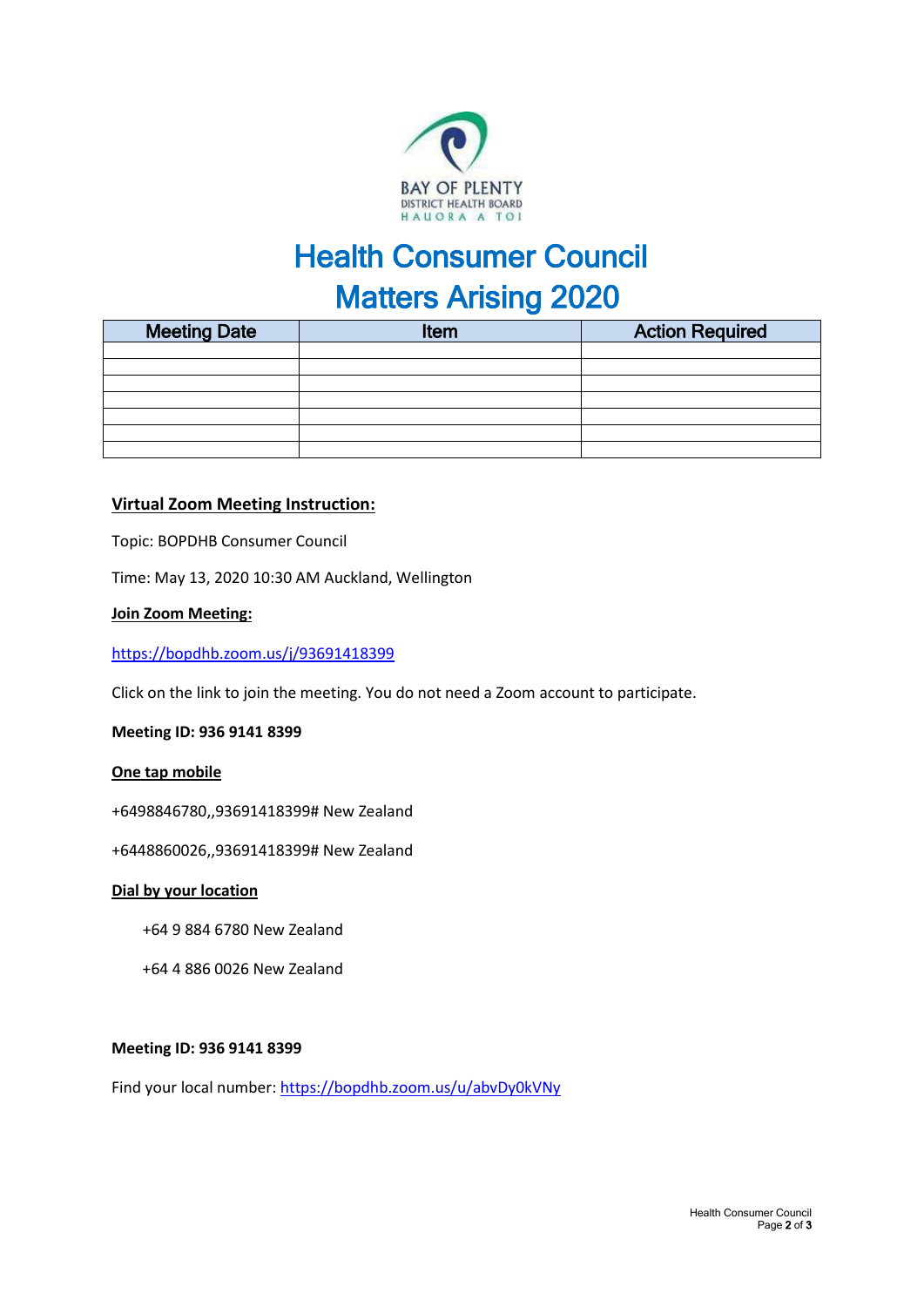BAY OF PLENTY
DISTRICT HEALTH BOARD
HAUORA A TOI

# Health Consumer Council
# Matters Arising 2020

| Meeting Date | Item | Action Required |
|---|---|---|
| | | |
| | | |
| | | |
| | | |
| | | |
| | | |
| | | |

**Virtual Zoom Meeting Instruction:**

Topic: BOPDHB Consumer Council

Time: May 13, 2020 10:30 AM Auckland, Wellington

**Join Zoom Meeting:**

https://bopdhb.zoom.us/j/93691418399

Click on the link to join the meeting. You do not need a Zoom account to participate.

**Meeting ID: 936 9141 8399**

**One tap mobile**

+6498846780,,93691418399# New Zealand

+6448860026,,93691418399# New Zealand

**Dial by your location**

+64 9 884 6780 New Zealand

+64 4 886 0026 New Zealand

**Meeting ID: 936 9141 8399**

Find your local number: https://bopdhb.zoom.us/u/abvDy0kVNy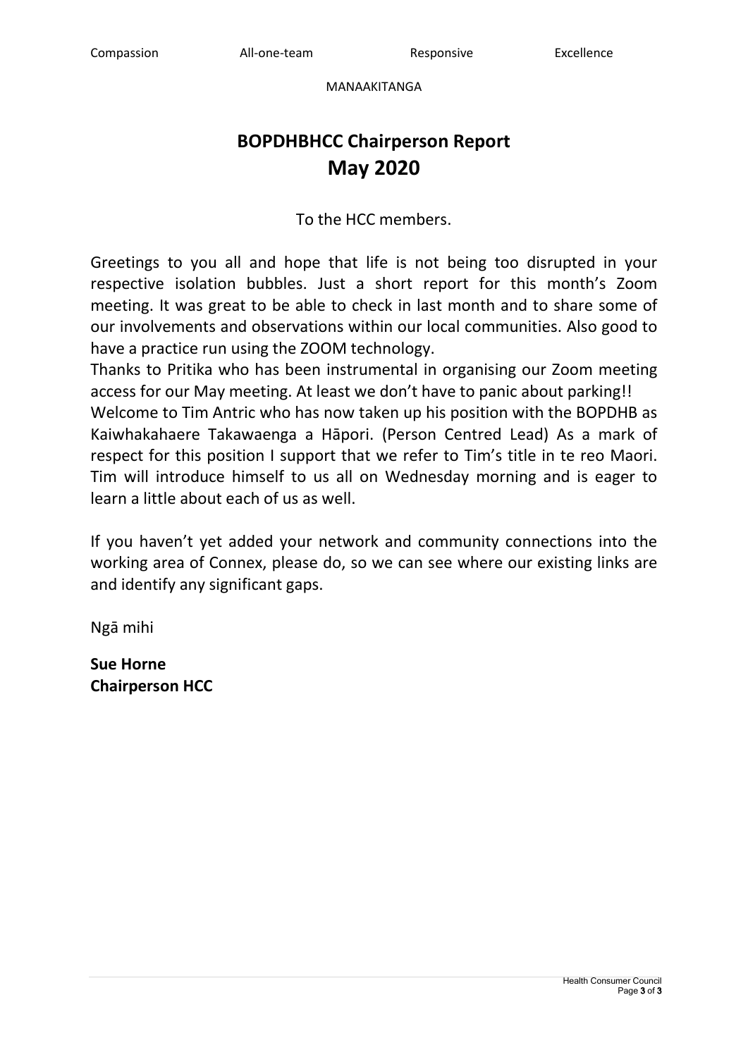Compassion All-one-team Responsive Excellence

MANAAKITANGA

# BOPDHBHCC Chairperson Report
# May 2020

To the HCC members.

Greetings to you all and hope that life is not being too disrupted in your respective isolation bubbles. Just a short report for this month's Zoom meeting. It was great to be able to check in last month and to share some of our involvements and observations within our local communities. Also good to have a practice run using the ZOOM technology.
Thanks to Pritika who has been instrumental in organising our Zoom meeting access for our May meeting. At least we don't have to panic about parking!!
Welcome to Tim Antric who has now taken up his position with the BOPDHB as Kaiwhakahaere Takawaenga a Hāpori. (Person Centred Lead) As a mark of respect for this position I support that we refer to Tim's title in te reo Maori. Tim will introduce himself to us all on Wednesday morning and is eager to learn a little about each of us as well.

If you haven't yet added your network and community connections into the working area of Connex, please do, so we can see where our existing links are and identify any significant gaps.

Ngā mihi

**Sue Horne**
**Chairperson HCC**